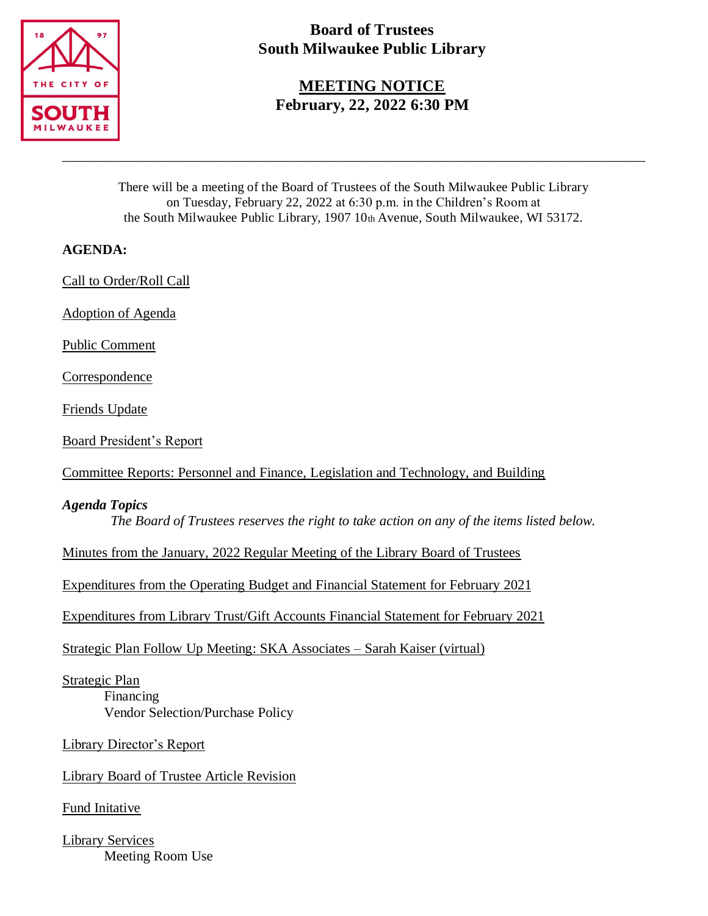# Board of Trustees
# South Milwaukee Public Library

## MEETING NOTICE
## February, 22, 2022 6:30 PM

---

There will be a meeting of the Board of Trustees of the South Milwaukee Public Library on Tuesday, February 22, 2022 at 6:30 p.m. in the Children's Room at the South Milwaukee Public Library, 1907 10th Avenue, South Milwaukee, WI 53172.

**AGENDA:**

Call to Order/Roll Call

Adoption of Agenda

Public Comment

Correspondence

Friends Update

Board President's Report

Committee Reports: Personnel and Finance, Legislation and Technology, and Building

***Agenda Topics***

*The Board of Trustees reserves the right to take action on any of the items listed below.*

Minutes from the January, 2022 Regular Meeting of the Library Board of Trustees

Expenditures from the Operating Budget and Financial Statement for February 2021

Expenditures from Library Trust/Gift Accounts Financial Statement for February 2021

Strategic Plan Follow Up Meeting: SKA Associates – Sarah Kaiser (virtual)

Strategic Plan
- Financing
- Vendor Selection/Purchase Policy

Library Director's Report

Library Board of Trustee Article Revision

Fund Initative

Library Services
- Meeting Room Use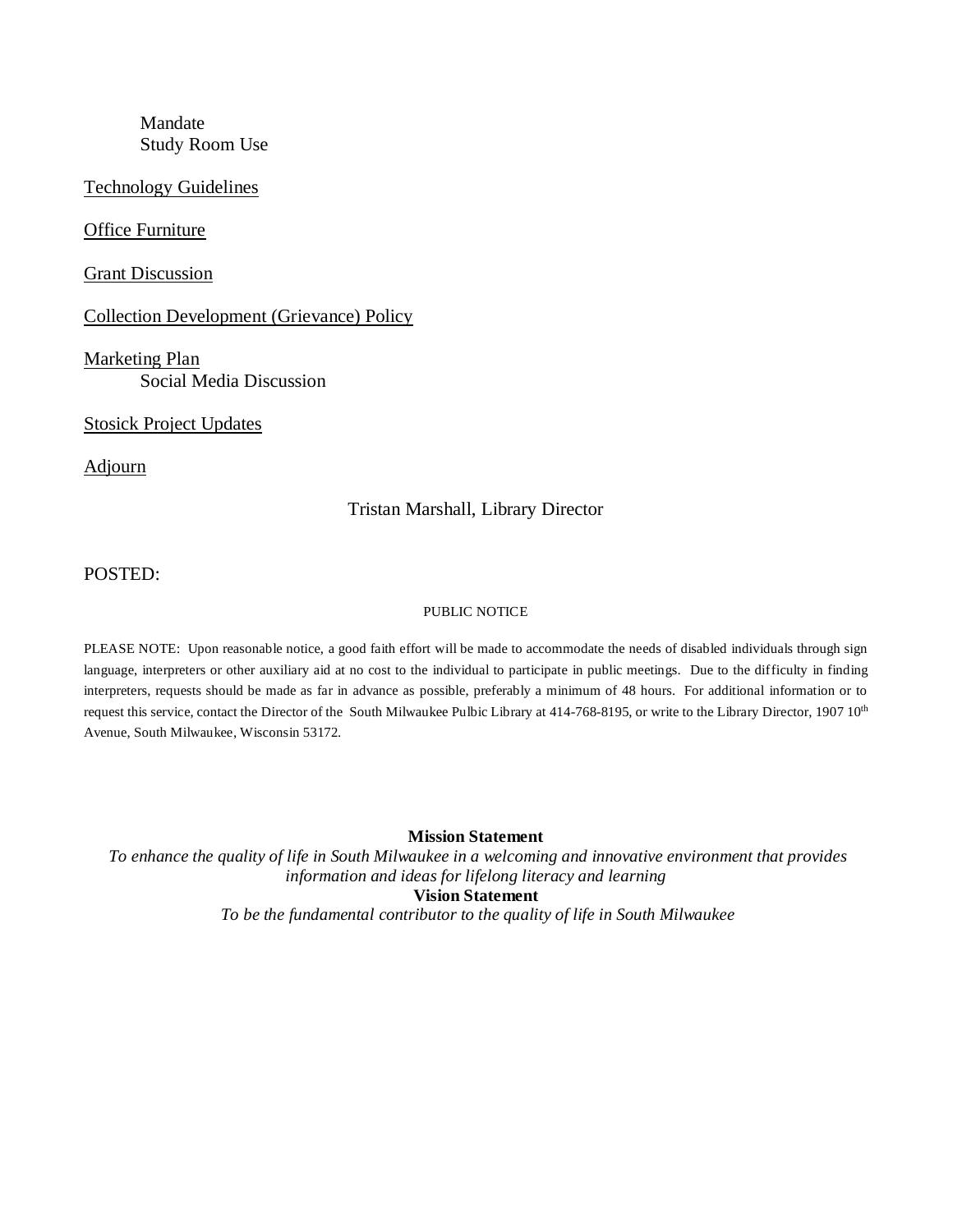Mandate
Study Room Use

Technology Guidelines

Office Furniture

Grant Discussion

Collection Development (Grievance) Policy

Marketing Plan
Social Media Discussion

Stosick Project Updates

Adjourn

Tristan Marshall, Library Director

POSTED:

PUBLIC NOTICE

PLEASE NOTE: Upon reasonable notice, a good faith effort will be made to accommodate the needs of disabled individuals through sign language, interpreters or other auxiliary aid at no cost to the individual to participate in public meetings. Due to the difficulty in finding interpreters, requests should be made as far in advance as possible, preferably a minimum of 48 hours. For additional information or to request this service, contact the Director of the South Milwaukee Pulbic Library at 414-768-8195, or write to the Library Director, 1907 10th Avenue, South Milwaukee, Wisconsin 53172.

**Mission Statement**

*To enhance the quality of life in South Milwaukee in a welcoming and innovative environment that provides information and ideas for lifelong literacy and learning*

**Vision Statement**

*To be the fundamental contributor to the quality of life in South Milwaukee*